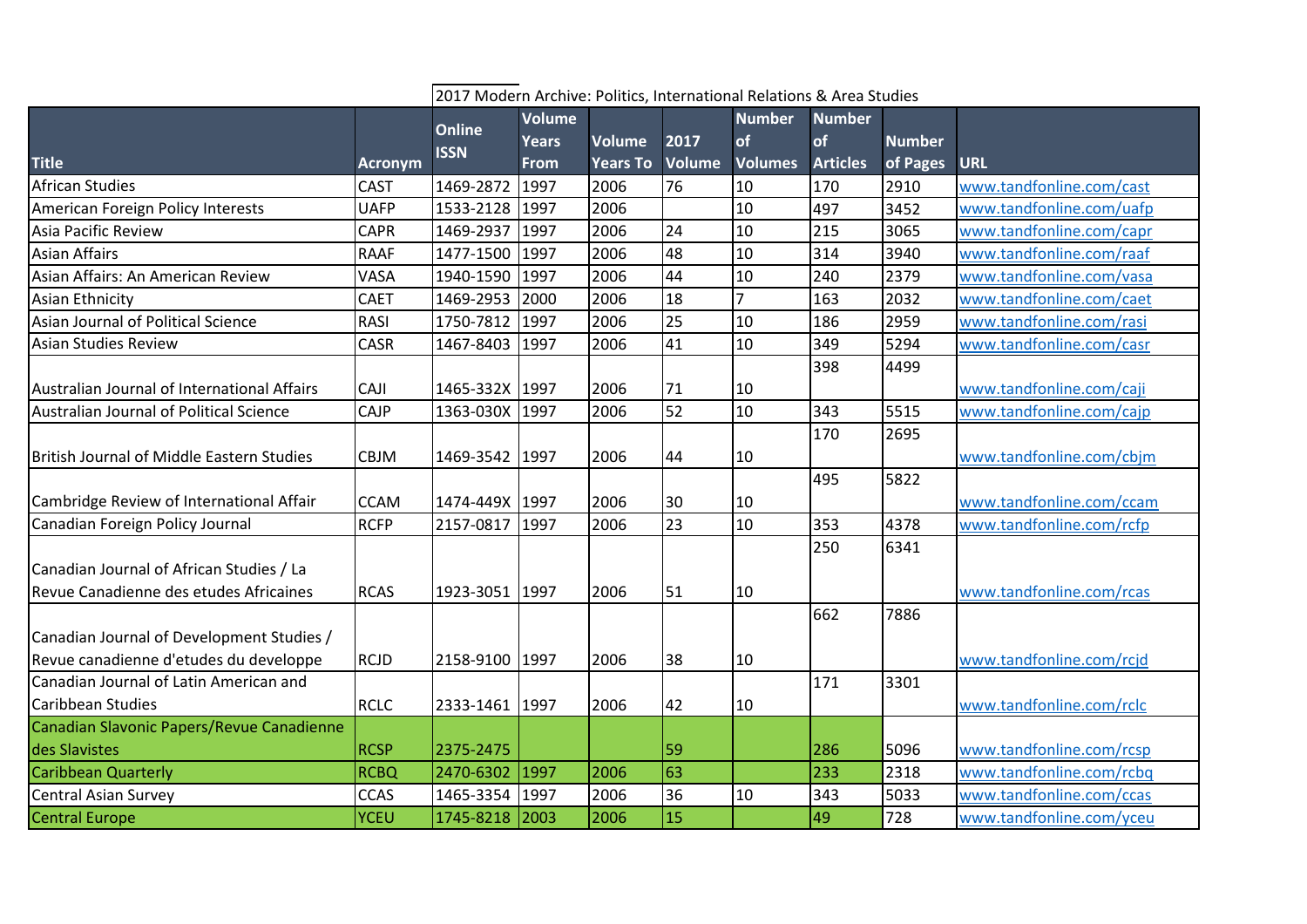2017 Modern Archive: Politics, International Relations & Area Studies

| Title | Acronym | Online ISSN | Volume Years From | Volume Years To | 2017 Volume | Number of Volumes | Number of Articles | Number of Pages | URL |
|---|---|---|---|---|---|---|---|---|---|
| African Studies | CAST | 1469-2872 | 1997 | 2006 | 76 | 10 | 170 | 2910 | www.tandfonline.com/cast |
| American Foreign Policy Interests | UAFP | 1533-2128 | 1997 | 2006 | | 10 | 497 | 3452 | www.tandfonline.com/uafp |
| Asia Pacific Review | CAPR | 1469-2937 | 1997 | 2006 | 24 | 10 | 215 | 3065 | www.tandfonline.com/capr |
| Asian Affairs | RAAF | 1477-1500 | 1997 | 2006 | 48 | 10 | 314 | 3940 | www.tandfonline.com/raaf |
| Asian Affairs: An American Review | VASA | 1940-1590 | 1997 | 2006 | 44 | 10 | 240 | 2379 | www.tandfonline.com/vasa |
| Asian Ethnicity | CAET | 1469-2953 | 2000 | 2006 | 18 | 7 | 163 | 2032 | www.tandfonline.com/caet |
| Asian Journal of Political Science | RASI | 1750-7812 | 1997 | 2006 | 25 | 10 | 186 | 2959 | www.tandfonline.com/rasi |
| Asian Studies Review | CASR | 1467-8403 | 1997 | 2006 | 41 | 10 | 349 | 5294 | www.tandfonline.com/casr |
| Australian Journal of International Affairs | CAJI | 1465-332X | 1997 | 2006 | 71 | 10 | 398 | 4499 | www.tandfonline.com/caji |
| Australian Journal of Political Science | CAJP | 1363-030X | 1997 | 2006 | 52 | 10 | 343 | 5515 | www.tandfonline.com/cajp |
| British Journal of Middle Eastern Studies | CBJM | 1469-3542 | 1997 | 2006 | 44 | 10 | 170 | 2695 | www.tandfonline.com/cbjm |
| Cambridge Review of International Affair | CCAM | 1474-449X | 1997 | 2006 | 30 | 10 | 495 | 5822 | www.tandfonline.com/ccam |
| Canadian Foreign Policy Journal | RCFP | 2157-0817 | 1997 | 2006 | 23 | 10 | 353 | 4378 | www.tandfonline.com/rcfp |
| Canadian Journal of African Studies / La Revue Canadienne des etudes Africaines | RCAS | 1923-3051 | 1997 | 2006 | 51 | 10 | 250 | 6341 | www.tandfonline.com/rcas |
| Canadian Journal of Development Studies / Revue canadienne d'etudes du developpe | RCJD | 2158-9100 | 1997 | 2006 | 38 | 10 | 662 | 7886 | www.tandfonline.com/rcjd |
| Canadian Journal of Latin American and Caribbean Studies | RCLC | 2333-1461 | 1997 | 2006 | 42 | 10 | 171 | 3301 | www.tandfonline.com/rclc |
| Canadian Slavonic Papers/Revue Canadienne des Slavistes | RCSP | 2375-2475 | | | 59 | | 286 | 5096 | www.tandfonline.com/rcsp |
| Caribbean Quarterly | RCBQ | 2470-6302 | 1997 | 2006 | 63 | | 233 | 2318 | www.tandfonline.com/rcbq |
| Central Asian Survey | CCAS | 1465-3354 | 1997 | 2006 | 36 | 10 | 343 | 5033 | www.tandfonline.com/ccas |
| Central Europe | YCEU | 1745-8218 | 2003 | 2006 | 15 | | 49 | 728 | www.tandfonline.com/yceu |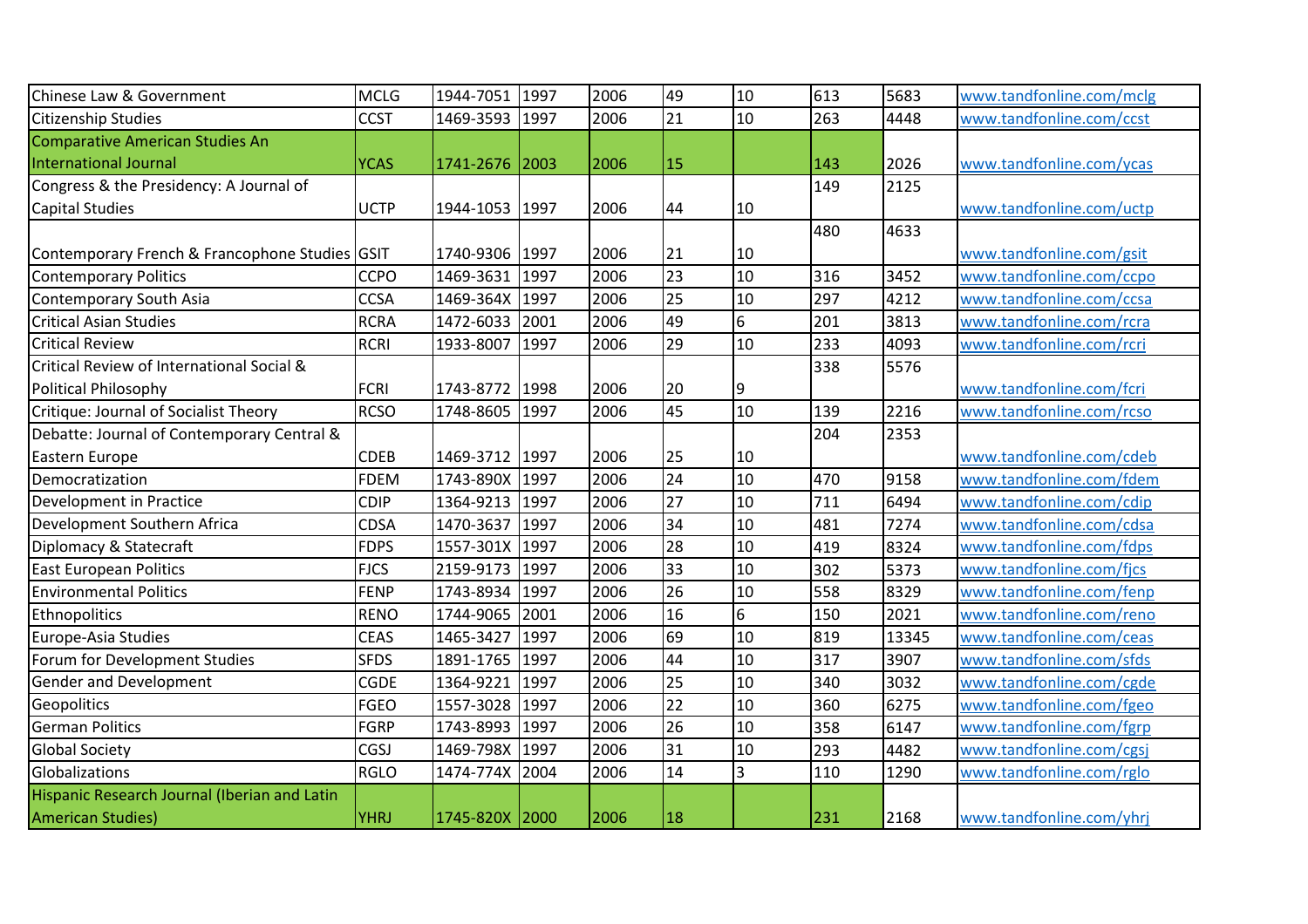| | | | | | | | | | |
|---|---|---|---|---|---|---|---|---|---|
| Chinese Law & Government | MCLG | 1944-7051 | 1997 | 2006 | 49 | 10 | 613 | 5683 | www.tandfonline.com/mclg |
| Citizenship Studies | CCST | 1469-3593 | 1997 | 2006 | 21 | 10 | 263 | 4448 | www.tandfonline.com/ccst |
| Comparative American Studies An International Journal | YCAS | 1741-2676 | 2003 | 2006 | 15 | | 143 | 2026 | www.tandfonline.com/ycas |
| Congress & the Presidency: A Journal of Capital Studies | UCTP | 1944-1053 | 1997 | 2006 | 44 | 10 | 149 | 2125 | www.tandfonline.com/uctp |
| Contemporary French & Francophone Studies | GSIT | 1740-9306 | 1997 | 2006 | 21 | 10 | 480 | 4633 | www.tandfonline.com/gsit |
| Contemporary Politics | CCPO | 1469-3631 | 1997 | 2006 | 23 | 10 | 316 | 3452 | www.tandfonline.com/ccpo |
| Contemporary South Asia | CCSA | 1469-364X | 1997 | 2006 | 25 | 10 | 297 | 4212 | www.tandfonline.com/ccsa |
| Critical Asian Studies | RCRA | 1472-6033 | 2001 | 2006 | 49 | 6 | 201 | 3813 | www.tandfonline.com/rcra |
| Critical Review | RCRI | 1933-8007 | 1997 | 2006 | 29 | 10 | 233 | 4093 | www.tandfonline.com/rcri |
| Critical Review of International Social & Political Philosophy | FCRI | 1743-8772 | 1998 | 2006 | 20 | 9 | 338 | 5576 | www.tandfonline.com/fcri |
| Critique: Journal of Socialist Theory | RCSO | 1748-8605 | 1997 | 2006 | 45 | 10 | 139 | 2216 | www.tandfonline.com/rcso |
| Debatte: Journal of Contemporary Central & Eastern Europe | CDEB | 1469-3712 | 1997 | 2006 | 25 | 10 | 204 | 2353 | www.tandfonline.com/cdeb |
| Democratization | FDEM | 1743-890X | 1997 | 2006 | 24 | 10 | 470 | 9158 | www.tandfonline.com/fdem |
| Development in Practice | CDIP | 1364-9213 | 1997 | 2006 | 27 | 10 | 711 | 6494 | www.tandfonline.com/cdip |
| Development Southern Africa | CDSA | 1470-3637 | 1997 | 2006 | 34 | 10 | 481 | 7274 | www.tandfonline.com/cdsa |
| Diplomacy & Statecraft | FDPS | 1557-301X | 1997 | 2006 | 28 | 10 | 419 | 8324 | www.tandfonline.com/fdps |
| East European Politics | FJCS | 2159-9173 | 1997 | 2006 | 33 | 10 | 302 | 5373 | www.tandfonline.com/fjcs |
| Environmental Politics | FENP | 1743-8934 | 1997 | 2006 | 26 | 10 | 558 | 8329 | www.tandfonline.com/fenp |
| Ethnopolitics | RENO | 1744-9065 | 2001 | 2006 | 16 | 6 | 150 | 2021 | www.tandfonline.com/reno |
| Europe-Asia Studies | CEAS | 1465-3427 | 1997 | 2006 | 69 | 10 | 819 | 13345 | www.tandfonline.com/ceas |
| Forum for Development Studies | SFDS | 1891-1765 | 1997 | 2006 | 44 | 10 | 317 | 3907 | www.tandfonline.com/sfds |
| Gender and Development | CGDE | 1364-9221 | 1997 | 2006 | 25 | 10 | 340 | 3032 | www.tandfonline.com/cgde |
| Geopolitics | FGEO | 1557-3028 | 1997 | 2006 | 22 | 10 | 360 | 6275 | www.tandfonline.com/fgeo |
| German Politics | FGRP | 1743-8993 | 1997 | 2006 | 26 | 10 | 358 | 6147 | www.tandfonline.com/fgrp |
| Global Society | CGSJ | 1469-798X | 1997 | 2006 | 31 | 10 | 293 | 4482 | www.tandfonline.com/cgsj |
| Globalizations | RGLO | 1474-774X | 2004 | 2006 | 14 | 3 | 110 | 1290 | www.tandfonline.com/rglo |
| Hispanic Research Journal (Iberian and Latin American Studies) | YHRJ | 1745-820X | 2000 | 2006 | 18 | | 231 | 2168 | www.tandfonline.com/yhrj |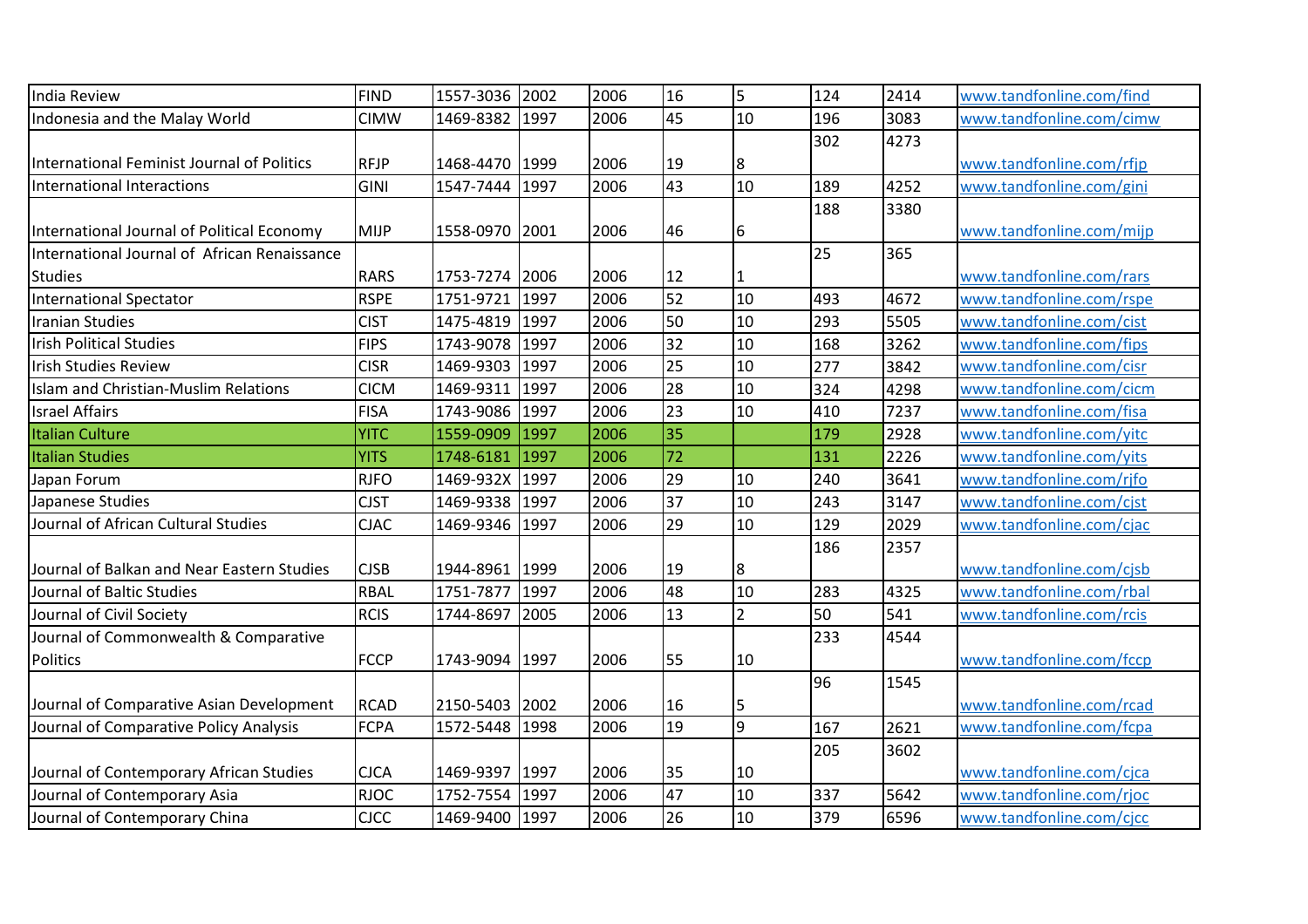| | | | | | | | | | |
|---|---|---|---|---|---|---|---|---|---|
| India Review | FIND | 1557-3036 | 2002 | 2006 | 16 | 5 | 124 | 2414 | www.tandfonline.com/find |
| Indonesia and the Malay World | CIMW | 1469-8382 | 1997 | 2006 | 45 | 10 | 196 | 3083 | www.tandfonline.com/cimw |
| International Feminist Journal of Politics | RFJP | 1468-4470 | 1999 | 2006 | 19 | 8 | 302 | 4273 | www.tandfonline.com/rfjp |
| International Interactions | GINI | 1547-7444 | 1997 | 2006 | 43 | 10 | 189 | 4252 | www.tandfonline.com/gini |
| International Journal of Political Economy | MIJP | 1558-0970 | 2001 | 2006 | 46 | 6 | 188 | 3380 | www.tandfonline.com/mijp |
| International Journal of African Renaissance Studies | RARS | 1753-7274 | 2006 | 2006 | 12 | 1 | 25 | 365 | www.tandfonline.com/rars |
| International Spectator | RSPE | 1751-9721 | 1997 | 2006 | 52 | 10 | 493 | 4672 | www.tandfonline.com/rspe |
| Iranian Studies | CIST | 1475-4819 | 1997 | 2006 | 50 | 10 | 293 | 5505 | www.tandfonline.com/cist |
| Irish Political Studies | FIPS | 1743-9078 | 1997 | 2006 | 32 | 10 | 168 | 3262 | www.tandfonline.com/fips |
| Irish Studies Review | CISR | 1469-9303 | 1997 | 2006 | 25 | 10 | 277 | 3842 | www.tandfonline.com/cisr |
| Islam and Christian-Muslim Relations | CICM | 1469-9311 | 1997 | 2006 | 28 | 10 | 324 | 4298 | www.tandfonline.com/cicm |
| Israel Affairs | FISA | 1743-9086 | 1997 | 2006 | 23 | 10 | 410 | 7237 | www.tandfonline.com/fisa |
| Italian Culture | YITC | 1559-0909 | 1997 | 2006 | 35 | | 179 | 2928 | www.tandfonline.com/yitc |
| Italian Studies | YITS | 1748-6181 | 1997 | 2006 | 72 | | 131 | 2226 | www.tandfonline.com/yits |
| Japan Forum | RJFO | 1469-932X | 1997 | 2006 | 29 | 10 | 240 | 3641 | www.tandfonline.com/rjfo |
| Japanese Studies | CJST | 1469-9338 | 1997 | 2006 | 37 | 10 | 243 | 3147 | www.tandfonline.com/cjst |
| Journal of African Cultural Studies | CJAC | 1469-9346 | 1997 | 2006 | 29 | 10 | 129 | 2029 | www.tandfonline.com/cjac |
| Journal of Balkan and Near Eastern Studies | CJSB | 1944-8961 | 1999 | 2006 | 19 | 8 | 186 | 2357 | www.tandfonline.com/cjsb |
| Journal of Baltic Studies | RBAL | 1751-7877 | 1997 | 2006 | 48 | 10 | 283 | 4325 | www.tandfonline.com/rbal |
| Journal of Civil Society | RCIS | 1744-8697 | 2005 | 2006 | 13 | 2 | 50 | 541 | www.tandfonline.com/rcis |
| Journal of Commonwealth & Comparative Politics | FCCP | 1743-9094 | 1997 | 2006 | 55 | 10 | 233 | 4544 | www.tandfonline.com/fccp |
| Journal of Comparative Asian Development | RCAD | 2150-5403 | 2002 | 2006 | 16 | 5 | 96 | 1545 | www.tandfonline.com/rcad |
| Journal of Comparative Policy Analysis | FCPA | 1572-5448 | 1998 | 2006 | 19 | 9 | 167 | 2621 | www.tandfonline.com/fcpa |
| Journal of Contemporary African Studies | CJCA | 1469-9397 | 1997 | 2006 | 35 | 10 | 205 | 3602 | www.tandfonline.com/cjca |
| Journal of Contemporary Asia | RJOC | 1752-7554 | 1997 | 2006 | 47 | 10 | 337 | 5642 | www.tandfonline.com/rjoc |
| Journal of Contemporary China | CJCC | 1469-9400 | 1997 | 2006 | 26 | 10 | 379 | 6596 | www.tandfonline.com/cjcc |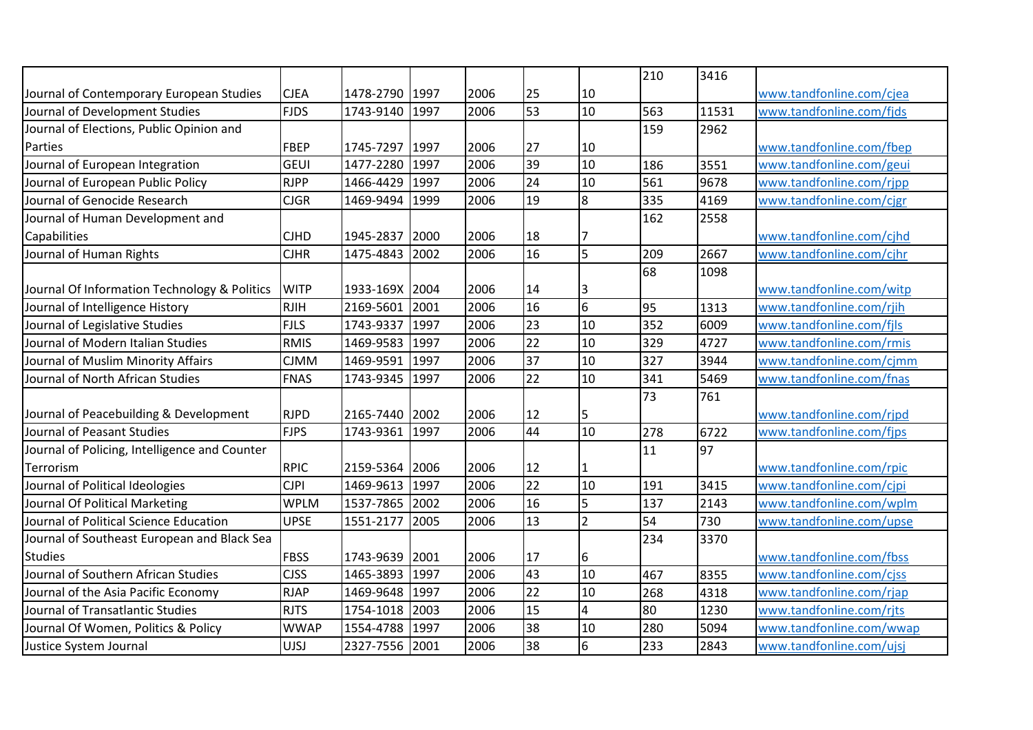| | | | | | | | | | |
|---|---|---|---|---|---|---|---|---|---|
| Journal of Contemporary European Studies | CJEA | 1478-2790 | 1997 | 2006 | 25 | 10 | 210 | 3416 | www.tandfonline.com/cjea |
| Journal of Development Studies | FJDS | 1743-9140 | 1997 | 2006 | 53 | 10 | 563 | 11531 | www.tandfonline.com/fjds |
| Journal of Elections, Public Opinion and Parties | FBEP | 1745-7297 | 1997 | 2006 | 27 | 10 | 159 | 2962 | www.tandfonline.com/fbep |
| Journal of European Integration | GEUI | 1477-2280 | 1997 | 2006 | 39 | 10 | 186 | 3551 | www.tandfonline.com/geui |
| Journal of European Public Policy | RJPP | 1466-4429 | 1997 | 2006 | 24 | 10 | 561 | 9678 | www.tandfonline.com/rjpp |
| Journal of Genocide Research | CJGR | 1469-9494 | 1999 | 2006 | 19 | 8 | 335 | 4169 | www.tandfonline.com/cjgr |
| Journal of Human Development and Capabilities | CJHD | 1945-2837 | 2000 | 2006 | 18 | 7 | 162 | 2558 | www.tandfonline.com/cjhd |
| Journal of Human Rights | CJHR | 1475-4843 | 2002 | 2006 | 16 | 5 | 209 | 2667 | www.tandfonline.com/cjhr |
| Journal Of Information Technology & Politics | WITP | 1933-169X | 2004 | 2006 | 14 | 3 | 68 | 1098 | www.tandfonline.com/witp |
| Journal of Intelligence History | RJIH | 2169-5601 | 2001 | 2006 | 16 | 6 | 95 | 1313 | www.tandfonline.com/rjih |
| Journal of Legislative Studies | FJLS | 1743-9337 | 1997 | 2006 | 23 | 10 | 352 | 6009 | www.tandfonline.com/fjls |
| Journal of Modern Italian Studies | RMIS | 1469-9583 | 1997 | 2006 | 22 | 10 | 329 | 4727 | www.tandfonline.com/rmis |
| Journal of Muslim Minority Affairs | CJMM | 1469-9591 | 1997 | 2006 | 37 | 10 | 327 | 3944 | www.tandfonline.com/cjmm |
| Journal of North African Studies | FNAS | 1743-9345 | 1997 | 2006 | 22 | 10 | 341 | 5469 | www.tandfonline.com/fnas |
| Journal of Peacebuilding & Development | RJPD | 2165-7440 | 2002 | 2006 | 12 | 5 | 73 | 761 | www.tandfonline.com/rjpd |
| Journal of Peasant Studies | FJPS | 1743-9361 | 1997 | 2006 | 44 | 10 | 278 | 6722 | www.tandfonline.com/fjps |
| Journal of Policing, Intelligence and Counter Terrorism | RPIC | 2159-5364 | 2006 | 2006 | 12 | 1 | 11 | 97 | www.tandfonline.com/rpic |
| Journal of Political Ideologies | CJPI | 1469-9613 | 1997 | 2006 | 22 | 10 | 191 | 3415 | www.tandfonline.com/cjpi |
| Journal Of Political Marketing | WPLM | 1537-7865 | 2002 | 2006 | 16 | 5 | 137 | 2143 | www.tandfonline.com/wplm |
| Journal of Political Science Education | UPSE | 1551-2177 | 2005 | 2006 | 13 | 2 | 54 | 730 | www.tandfonline.com/upse |
| Journal of Southeast European and Black Sea Studies | FBSS | 1743-9639 | 2001 | 2006 | 17 | 6 | 234 | 3370 | www.tandfonline.com/fbss |
| Journal of Southern African Studies | CJSS | 1465-3893 | 1997 | 2006 | 43 | 10 | 467 | 8355 | www.tandfonline.com/cjss |
| Journal of the Asia Pacific Economy | RJAP | 1469-9648 | 1997 | 2006 | 22 | 10 | 268 | 4318 | www.tandfonline.com/rjap |
| Journal of Transatlantic Studies | RJTS | 1754-1018 | 2003 | 2006 | 15 | 4 | 80 | 1230 | www.tandfonline.com/rjts |
| Journal Of Women, Politics & Policy | WWAP | 1554-4788 | 1997 | 2006 | 38 | 10 | 280 | 5094 | www.tandfonline.com/wwap |
| Justice System Journal | UJSJ | 2327-7556 | 2001 | 2006 | 38 | 6 | 233 | 2843 | www.tandfonline.com/ujsj |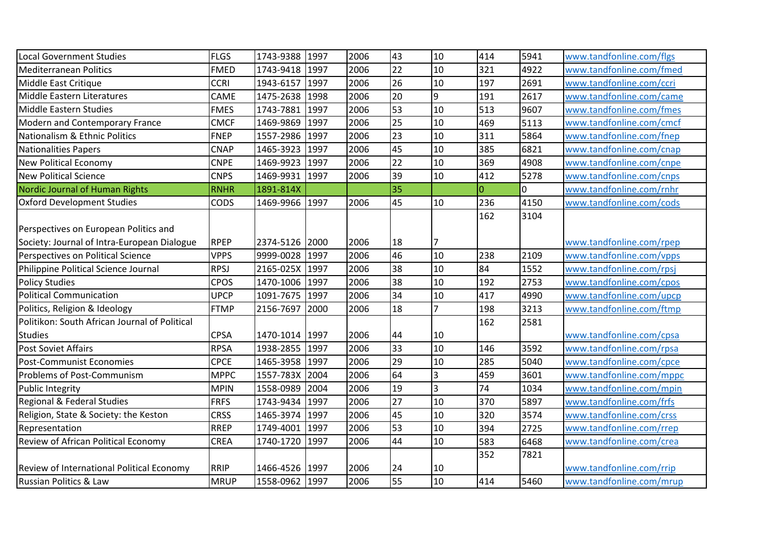| | | | | | | | | | |
|---|---|---|---|---|---|---|---|---|---|
| Local Government Studies | FLGS | 1743-9388 | 1997 | 2006 | 43 | 10 | 414 | 5941 | www.tandfonline.com/flgs |
| Mediterranean Politics | FMED | 1743-9418 | 1997 | 2006 | 22 | 10 | 321 | 4922 | www.tandfonline.com/fmed |
| Middle East Critique | CCRI | 1943-6157 | 1997 | 2006 | 26 | 10 | 197 | 2691 | www.tandfonline.com/ccri |
| Middle Eastern Literatures | CAME | 1475-2638 | 1998 | 2006 | 20 | 9 | 191 | 2617 | www.tandfonline.com/came |
| Middle Eastern Studies | FMES | 1743-7881 | 1997 | 2006 | 53 | 10 | 513 | 9607 | www.tandfonline.com/fmes |
| Modern and Contemporary France | CMCF | 1469-9869 | 1997 | 2006 | 25 | 10 | 469 | 5113 | www.tandfonline.com/cmcf |
| Nationalism & Ethnic Politics | FNEP | 1557-2986 | 1997 | 2006 | 23 | 10 | 311 | 5864 | www.tandfonline.com/fnep |
| Nationalities Papers | CNAP | 1465-3923 | 1997 | 2006 | 45 | 10 | 385 | 6821 | www.tandfonline.com/cnap |
| New Political Economy | CNPE | 1469-9923 | 1997 | 2006 | 22 | 10 | 369 | 4908 | www.tandfonline.com/cnpe |
| New Political Science | CNPS | 1469-9931 | 1997 | 2006 | 39 | 10 | 412 | 5278 | www.tandfonline.com/cnps |
| Nordic Journal of Human Rights | RNHR | 1891-814X | | | 35 | | 0 | 0 | www.tandfonline.com/rnhr |
| Oxford Development Studies | CODS | 1469-9966 | 1997 | 2006 | 45 | 10 | 236 | 4150 | www.tandfonline.com/cods |
| Perspectives on European Politics and Society: Journal of Intra-European Dialogue | RPEP | 2374-5126 | 2000 | 2006 | 18 | 7 | 162 | 3104 | www.tandfonline.com/rpep |
| Perspectives on Political Science | VPPS | 9999-0028 | 1997 | 2006 | 46 | 10 | 238 | 2109 | www.tandfonline.com/vpps |
| Philippine Political Science Journal | RPSJ | 2165-025X | 1997 | 2006 | 38 | 10 | 84 | 1552 | www.tandfonline.com/rpsj |
| Policy Studies | CPOS | 1470-1006 | 1997 | 2006 | 38 | 10 | 192 | 2753 | www.tandfonline.com/cpos |
| Political Communication | UPCP | 1091-7675 | 1997 | 2006 | 34 | 10 | 417 | 4990 | www.tandfonline.com/upcp |
| Politics, Religion & Ideology | FTMP | 2156-7697 | 2000 | 2006 | 18 | 7 | 198 | 3213 | www.tandfonline.com/ftmp |
| Politikon: South African Journal of Political Studies | CPSA | 1470-1014 | 1997 | 2006 | 44 | 10 | 162 | 2581 | www.tandfonline.com/cpsa |
| Post Soviet Affairs | RPSA | 1938-2855 | 1997 | 2006 | 33 | 10 | 146 | 3592 | www.tandfonline.com/rpsa |
| Post-Communist Economies | CPCE | 1465-3958 | 1997 | 2006 | 29 | 10 | 285 | 5040 | www.tandfonline.com/cpce |
| Problems of Post-Communism | MPPC | 1557-783X | 2004 | 2006 | 64 | 3 | 459 | 3601 | www.tandfonline.com/mppc |
| Public Integrity | MPIN | 1558-0989 | 2004 | 2006 | 19 | 3 | 74 | 1034 | www.tandfonline.com/mpin |
| Regional & Federal Studies | FRFS | 1743-9434 | 1997 | 2006 | 27 | 10 | 370 | 5897 | www.tandfonline.com/frfs |
| Religion, State & Society: the Keston | CRSS | 1465-3974 | 1997 | 2006 | 45 | 10 | 320 | 3574 | www.tandfonline.com/crss |
| Representation | RREP | 1749-4001 | 1997 | 2006 | 53 | 10 | 394 | 2725 | www.tandfonline.com/rrep |
| Review of African Political Economy | CREA | 1740-1720 | 1997 | 2006 | 44 | 10 | 583 | 6468 | www.tandfonline.com/crea |
| Review of International Political Economy | RRIP | 1466-4526 | 1997 | 2006 | 24 | 10 | 352 | 7821 | www.tandfonline.com/rrip |
| Russian Politics & Law | MRUP | 1558-0962 | 1997 | 2006 | 55 | 10 | 414 | 5460 | www.tandfonline.com/mrup |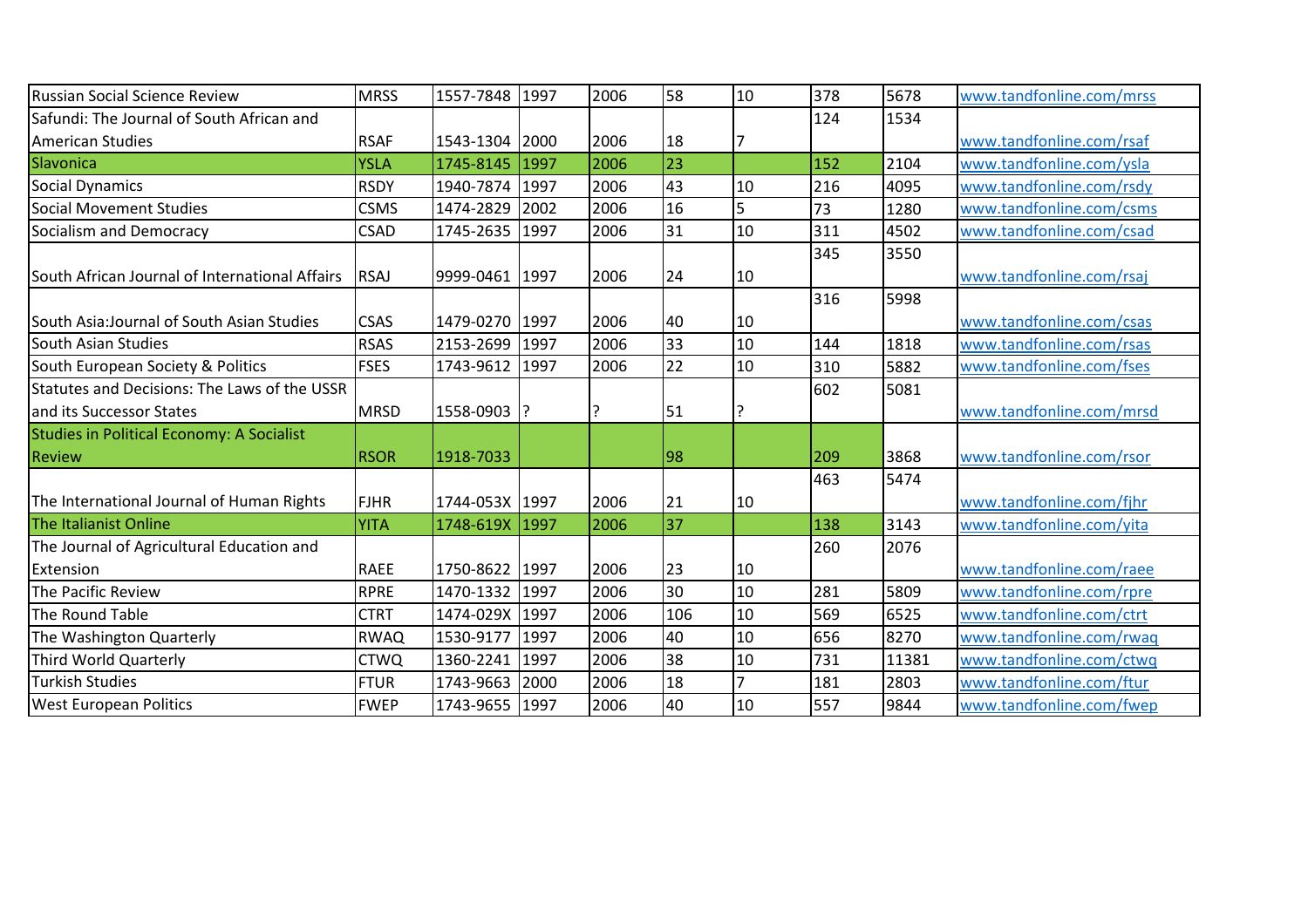| | | | | | | | | | |
|---|---|---|---|---|---|---|---|---|---|
| Russian Social Science Review | MRSS | 1557-7848 | 1997 | 2006 | 58 | 10 | 378 | 5678 | www.tandfonline.com/mrss |
| Safundi: The Journal of South African and American Studies | RSAF | 1543-1304 | 2000 | 2006 | 18 | 7 | 124 | 1534 | www.tandfonline.com/rsaf |
| Slavonica | YSLA | 1745-8145 | 1997 | 2006 | 23 | | 152 | 2104 | www.tandfonline.com/ysla |
| Social Dynamics | RSDY | 1940-7874 | 1997 | 2006 | 43 | 10 | 216 | 4095 | www.tandfonline.com/rsdy |
| Social Movement Studies | CSMS | 1474-2829 | 2002 | 2006 | 16 | 5 | 73 | 1280 | www.tandfonline.com/csms |
| Socialism and Democracy | CSAD | 1745-2635 | 1997 | 2006 | 31 | 10 | 311 | 4502 | www.tandfonline.com/csad |
| South African Journal of International Affairs | RSAJ | 9999-0461 | 1997 | 2006 | 24 | 10 | 345 | 3550 | www.tandfonline.com/rsaj |
| South Asia:Journal of South Asian Studies | CSAS | 1479-0270 | 1997 | 2006 | 40 | 10 | 316 | 5998 | www.tandfonline.com/csas |
| South Asian Studies | RSAS | 2153-2699 | 1997 | 2006 | 33 | 10 | 144 | 1818 | www.tandfonline.com/rsas |
| South European Society & Politics | FSES | 1743-9612 | 1997 | 2006 | 22 | 10 | 310 | 5882 | www.tandfonline.com/fses |
| Statutes and Decisions: The Laws of the USSR and its Successor States | MRSD | 1558-0903 | ? | ? | 51 | ? | 602 | 5081 | www.tandfonline.com/mrsd |
| Studies in Political Economy: A Socialist Review | RSOR | 1918-7033 | | | 98 | | 209 | 3868 | www.tandfonline.com/rsor |
| The International Journal of Human Rights | FJHR | 1744-053X | 1997 | 2006 | 21 | 10 | 463 | 5474 | www.tandfonline.com/fjhr |
| The Italianist Online | YITA | 1748-619X | 1997 | 2006 | 37 | | 138 | 3143 | www.tandfonline.com/yita |
| The Journal of Agricultural Education and Extension | RAEE | 1750-8622 | 1997 | 2006 | 23 | 10 | 260 | 2076 | www.tandfonline.com/raee |
| The Pacific Review | RPRE | 1470-1332 | 1997 | 2006 | 30 | 10 | 281 | 5809 | www.tandfonline.com/rpre |
| The Round Table | CTRT | 1474-029X | 1997 | 2006 | 106 | 10 | 569 | 6525 | www.tandfonline.com/ctrt |
| The Washington Quarterly | RWAQ | 1530-9177 | 1997 | 2006 | 40 | 10 | 656 | 8270 | www.tandfonline.com/rwaq |
| Third World Quarterly | CTWQ | 1360-2241 | 1997 | 2006 | 38 | 10 | 731 | 11381 | www.tandfonline.com/ctwq |
| Turkish Studies | FTUR | 1743-9663 | 2000 | 2006 | 18 | 7 | 181 | 2803 | www.tandfonline.com/ftur |
| West European Politics | FWEP | 1743-9655 | 1997 | 2006 | 40 | 10 | 557 | 9844 | www.tandfonline.com/fwep |